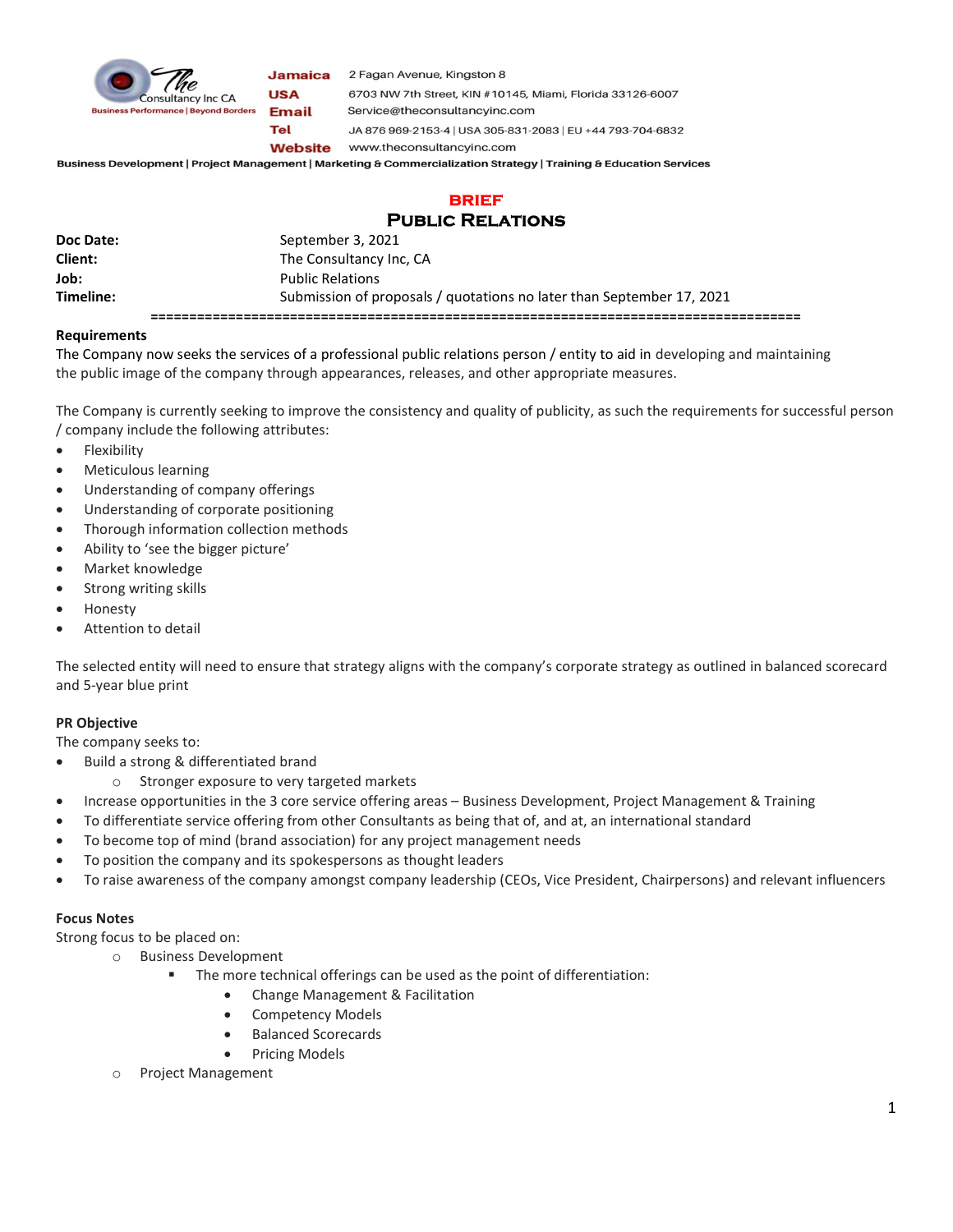The Consultancy Inc CA
Business Performance | Beyond Borders

**Jamaica** 2 Fagan Avenue, Kingston 8
**USA** 6703 NW 7th Street, KIN #10145, Miami, Florida 33126-6007
**Email** Service@theconsultancyinc.com
**Tel** JA 876 969-2153-4 | USA 305-831-2083 | EU +44 793-704-6832
**Website** www.theconsultancyinc.com

**Business Development | Project Management | Marketing & Commercialization Strategy | Training & Education Services**

# BRIEF
## Public Relations

| | |
|---|---|
| **Doc Date:** | September 3, 2021 |
| **Client:** | The Consultancy Inc, CA |
| **Job:** | Public Relations |
| **Timeline:** | Submission of proposals / quotations no later than September 17, 2021 |

================================================================================

**Requirements**

The Company now seeks the services of a professional public relations person / entity to aid in developing and maintaining the public image of the company through appearances, releases, and other appropriate measures.

The Company is currently seeking to improve the consistency and quality of publicity, as such the requirements for successful person / company include the following attributes:

- Flexibility
- Meticulous learning
- Understanding of company offerings
- Understanding of corporate positioning
- Thorough information collection methods
- Ability to 'see the bigger picture'
- Market knowledge
- Strong writing skills
- Honesty
- Attention to detail

The selected entity will need to ensure that strategy aligns with the company's corporate strategy as outlined in balanced scorecard and 5-year blue print

**PR Objective**

The company seeks to:

- Build a strong & differentiated brand
  - Stronger exposure to very targeted markets
- Increase opportunities in the 3 core service offering areas – Business Development, Project Management & Training
- To differentiate service offering from other Consultants as being that of, and at, an international standard
- To become top of mind (brand association) for any project management needs
- To position the company and its spokespersons as thought leaders
- To raise awareness of the company amongst company leadership (CEOs, Vice President, Chairpersons) and relevant influencers

**Focus Notes**

Strong focus to be placed on:

- Business Development
  - The more technical offerings can be used as the point of differentiation:
    - Change Management & Facilitation
    - Competency Models
    - Balanced Scorecards
    - Pricing Models
- Project Management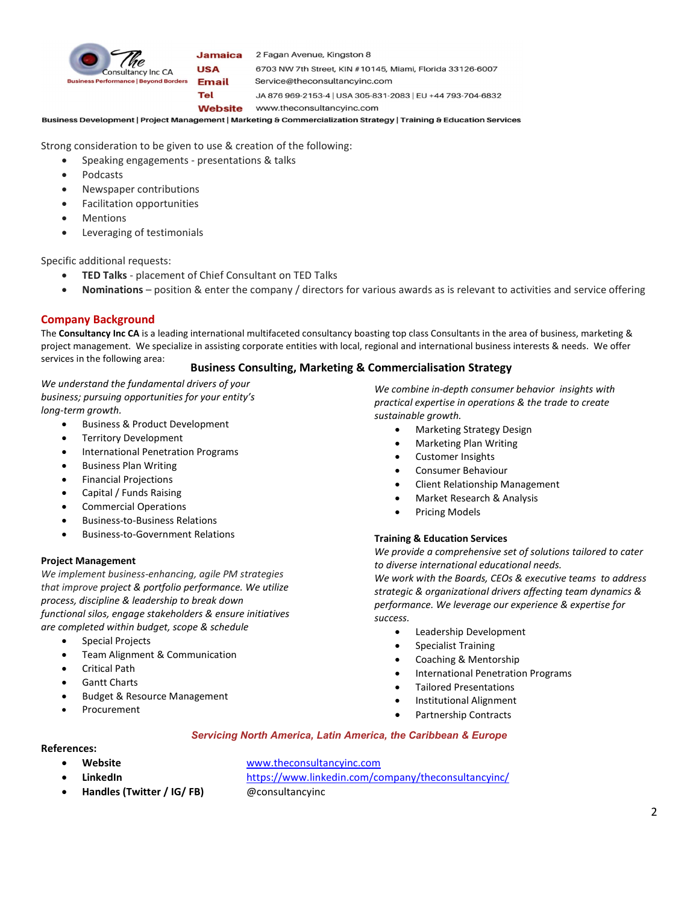**The Consultancy Inc CA**
Business Performance | Beyond Borders

**Jamaica** 2 Fagan Avenue, Kingston 8
**USA** 6703 NW 7th Street, KIN #10145, Miami, Florida 33126-6007
**Email** Service@theconsultancyinc.com
**Tel** JA 876 969-2153-4 | USA 305-831-2083 | EU +44 793-704-6832
**Website** www.theconsultancyinc.com

**Business Development | Project Management | Marketing & Commercialization Strategy | Training & Education Services**

Strong consideration to be given to use & creation of the following:

- Speaking engagements - presentations & talks
- Podcasts
- Newspaper contributions
- Facilitation opportunities
- Mentions
- Leveraging of testimonials

Specific additional requests:

- **TED Talks** - placement of Chief Consultant on TED Talks
- **Nominations** – position & enter the company / directors for various awards as is relevant to activities and service offering

## Company Background

The **Consultancy Inc CA** is a leading international multifaceted consultancy boasting top class Consultants in the area of business, marketing & project management. We specialize in assisting corporate entities with local, regional and international business interests & needs. We offer services in the following area:

### Business Consulting, Marketing & Commercialisation Strategy

*We understand the fundamental drivers of your business; pursuing opportunities for your entity's long-term growth.*

- Business & Product Development
- Territory Development
- International Penetration Programs
- Business Plan Writing
- Financial Projections
- Capital / Funds Raising
- Commercial Operations
- Business-to-Business Relations
- Business-to-Government Relations

*We combine in-depth consumer behavior insights with practical expertise in operations & the trade to create sustainable growth.*

- Marketing Strategy Design
- Marketing Plan Writing
- Customer Insights
- Consumer Behaviour
- Client Relationship Management
- Market Research & Analysis
- Pricing Models

**Project Management**

*We implement business-enhancing, agile PM strategies that improve project & portfolio performance. We utilize process, discipline & leadership to break down functional silos, engage stakeholders & ensure initiatives are completed within budget, scope & schedule*

- Special Projects
- Team Alignment & Communication
- Critical Path
- Gantt Charts
- Budget & Resource Management
- Procurement

**Training & Education Services**

*We provide a comprehensive set of solutions tailored to cater to diverse international educational needs.*
*We work with the Boards, CEOs & executive teams to address strategic & organizational drivers affecting team dynamics & performance. We leverage our experience & expertise for success.*

- Leadership Development
- Specialist Training
- Coaching & Mentorship
- International Penetration Programs
- Tailored Presentations
- Institutional Alignment
- Partnership Contracts

***Servicing North America, Latin America, the Caribbean & Europe***

**References:**

- **Website** www.theconsultancyinc.com
- **LinkedIn** https://www.linkedin.com/company/theconsultancyinc/
- **Handles (Twitter / IG/ FB)** @consultancyinc